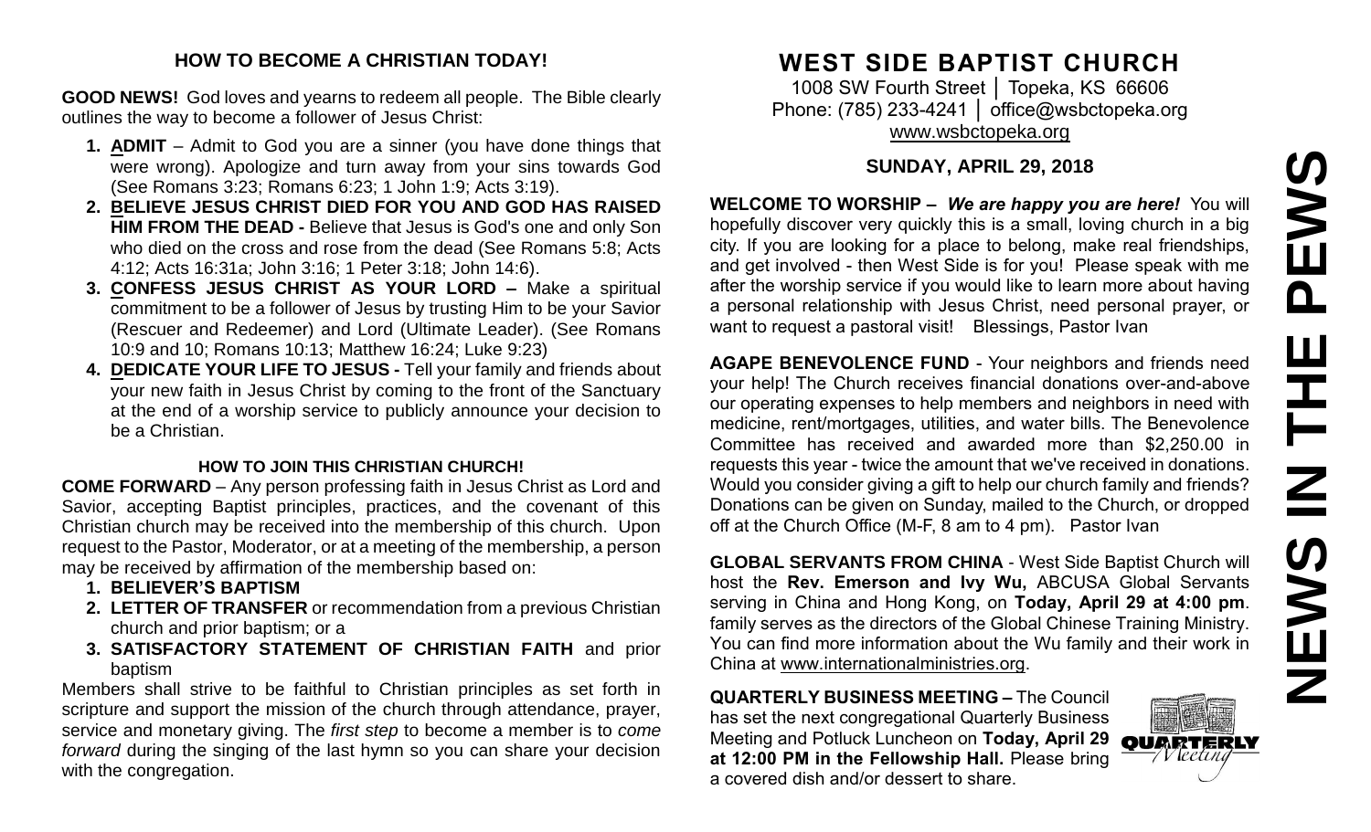## HOW TO BECOME A CHRISTIAN TODAY!

**GOOD NEWS!** God loves and yearns to redeem all people. The Bible clearly outlines the way to become a follower of Jesus Christ:

1. **ADMIT** – Admit to God you are a sinner (you have done things that were wrong). Apologize and turn away from your sins towards God (See Romans 3:23; Romans 6:23; 1 John 1:9; Acts 3:19).
2. **BELIEVE JESUS CHRIST DIED FOR YOU AND GOD HAS RAISED HIM FROM THE DEAD -** Believe that Jesus is God's one and only Son who died on the cross and rose from the dead (See Romans 5:8; Acts 4:12; Acts 16:31a; John 3:16; 1 Peter 3:18; John 14:6).
3. **CONFESS JESUS CHRIST AS YOUR LORD –** Make a spiritual commitment to be a follower of Jesus by trusting Him to be your Savior (Rescuer and Redeemer) and Lord (Ultimate Leader). (See Romans 10:9 and 10; Romans 10:13; Matthew 16:24; Luke 9:23)
4. **DEDICATE YOUR LIFE TO JESUS -** Tell your family and friends about your new faith in Jesus Christ by coming to the front of the Sanctuary at the end of a worship service to publicly announce your decision to be a Christian.

### HOW TO JOIN THIS CHRISTIAN CHURCH!

**COME FORWARD** – Any person professing faith in Jesus Christ as Lord and Savior, accepting Baptist principles, practices, and the covenant of this Christian church may be received into the membership of this church. Upon request to the Pastor, Moderator, or at a meeting of the membership, a person may be received by affirmation of the membership based on:

1. **BELIEVER'S BAPTISM**
2. **LETTER OF TRANSFER** or recommendation from a previous Christian church and prior baptism; or a
3. **SATISFACTORY STATEMENT OF CHRISTIAN FAITH** and prior baptism

Members shall strive to be faithful to Christian principles as set forth in scripture and support the mission of the church through attendance, prayer, service and monetary giving. The *first step* to become a member is to *come forward* during the singing of the last hymn so you can share your decision with the congregation.

# WEST SIDE BAPTIST CHURCH

1008 SW Fourth Street │ Topeka, KS 66606
Phone: (785) 233-4241 │ office@wsbctopeka.org
www.wsbctopeka.org

## SUNDAY, APRIL 29, 2018

**WELCOME TO WORSHIP –** ***We are happy you are here!*** You will hopefully discover very quickly this is a small, loving church in a big city. If you are looking for a place to belong, make real friendships, and get involved - then West Side is for you! Please speak with me after the worship service if you would like to learn more about having a personal relationship with Jesus Christ, need personal prayer, or want to request a pastoral visit! Blessings, Pastor Ivan

**AGAPE BENEVOLENCE FUND** - Your neighbors and friends need your help! The Church receives financial donations over-and-above our operating expenses to help members and neighbors in need with medicine, rent/mortgages, utilities, and water bills. The Benevolence Committee has received and awarded more than $2,250.00 in requests this year - twice the amount that we've received in donations. Would you consider giving a gift to help our church family and friends? Donations can be given on Sunday, mailed to the Church, or dropped off at the Church Office (M-F, 8 am to 4 pm). Pastor Ivan

**GLOBAL SERVANTS FROM CHINA** - West Side Baptist Church will host the **Rev. Emerson and Ivy Wu,** ABCUSA Global Servants serving in China and Hong Kong, on **Today, April 29 at 4:00 pm**. family serves as the directors of the Global Chinese Training Ministry. You can find more information about the Wu family and their work in China at www.internationalministries.org.

**QUARTERLY BUSINESS MEETING –** The Council has set the next congregational Quarterly Business Meeting and Potluck Luncheon on **Today, April 29 at 12:00 PM in the Fellowship Hall.** Please bring a covered dish and/or dessert to share.

# NEWS IN THE PEWS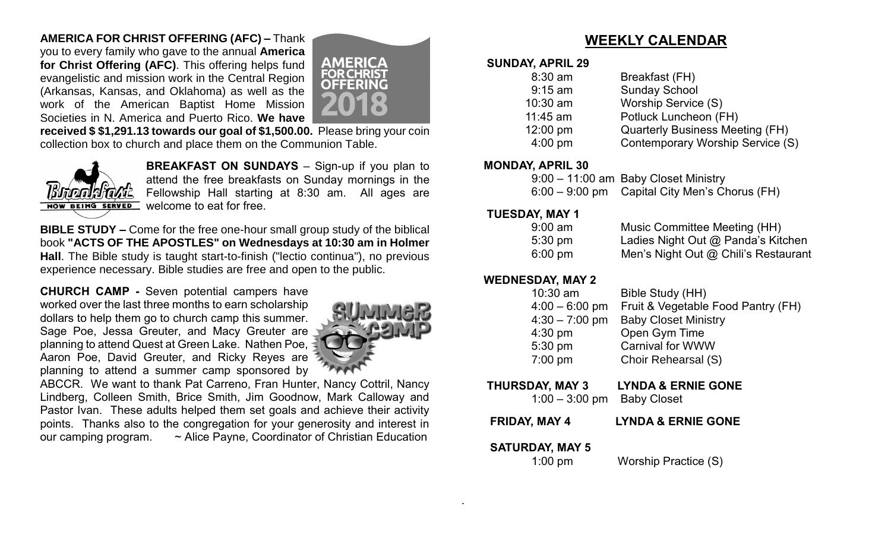**AMERICA FOR CHRIST OFFERING (AFC) –** Thank you to every family who gave to the annual **America for Christ Offering (AFC)**. This offering helps fund evangelistic and mission work in the Central Region (Arkansas, Kansas, and Oklahoma) as well as the work of the American Baptist Home Mission Societies in N. America and Puerto Rico. **We have received $ $1,291.13 towards our goal of $1,500.00.** Please bring your coin collection box to church and place them on the Communion Table.

**BREAKFAST ON SUNDAYS** – Sign-up if you plan to attend the free breakfasts on Sunday mornings in the Fellowship Hall starting at 8:30 am. All ages are welcome to eat for free.

**BIBLE STUDY –** Come for the free one-hour small group study of the biblical book **"ACTS OF THE APOSTLES" on Wednesdays at 10:30 am in Holmer Hall**. The Bible study is taught start-to-finish ("lectio continua"), no previous experience necessary. Bible studies are free and open to the public.

**CHURCH CAMP -** Seven potential campers have worked over the last three months to earn scholarship dollars to help them go to church camp this summer. Sage Poe, Jessa Greuter, and Macy Greuter are planning to attend Quest at Green Lake. Nathen Poe, Aaron Poe, David Greuter, and Ricky Reyes are planning to attend a summer camp sponsored by ABCCR. We want to thank Pat Carreno, Fran Hunter, Nancy Cottril, Nancy Lindberg, Colleen Smith, Brice Smith, Jim Goodnow, Mark Calloway and Pastor Ivan. These adults helped them set goals and achieve their activity points. Thanks also to the congregation for your generosity and interest in our camping program. ~ Alice Payne, Coordinator of Christian Education

## WEEKLY CALENDAR

**SUNDAY, APRIL 29**

| | |
|---|---|
| 8:30 am | Breakfast (FH) |
| 9:15 am | Sunday School |
| 10:30 am | Worship Service (S) |
| 11:45 am | Potluck Luncheon (FH) |
| 12:00 pm | Quarterly Business Meeting (FH) |
| 4:00 pm | Contemporary Worship Service (S) |

**MONDAY, APRIL 30**

| | |
|---|---|
| 9:00 – 11:00 am | Baby Closet Ministry |
| 6:00 – 9:00 pm | Capital City Men's Chorus (FH) |

**TUESDAY, MAY 1**

| | |
|---|---|
| 9:00 am | Music Committee Meeting (HH) |
| 5:30 pm | Ladies Night Out @ Panda's Kitchen |
| 6:00 pm | Men's Night Out @ Chili's Restaurant |

**WEDNESDAY, MAY 2**

| | |
|---|---|
| 10:30 am | Bible Study (HH) |
| 4:00 – 6:00 pm | Fruit & Vegetable Food Pantry (FH) |
| 4:30 – 7:00 pm | Baby Closet Ministry |
| 4:30 pm | Open Gym Time |
| 5:30 pm | Carnival for WWW |
| 7:00 pm | Choir Rehearsal (S) |

**THURSDAY, MAY 3** **LYNDA & ERNIE GONE**

| | |
|---|---|
| 1:00 – 3:00 pm | Baby Closet |

**FRIDAY, MAY 4** **LYNDA & ERNIE GONE**

**SATURDAY, MAY 5**

| | |
|---|---|
| 1:00 pm | Worship Practice (S) |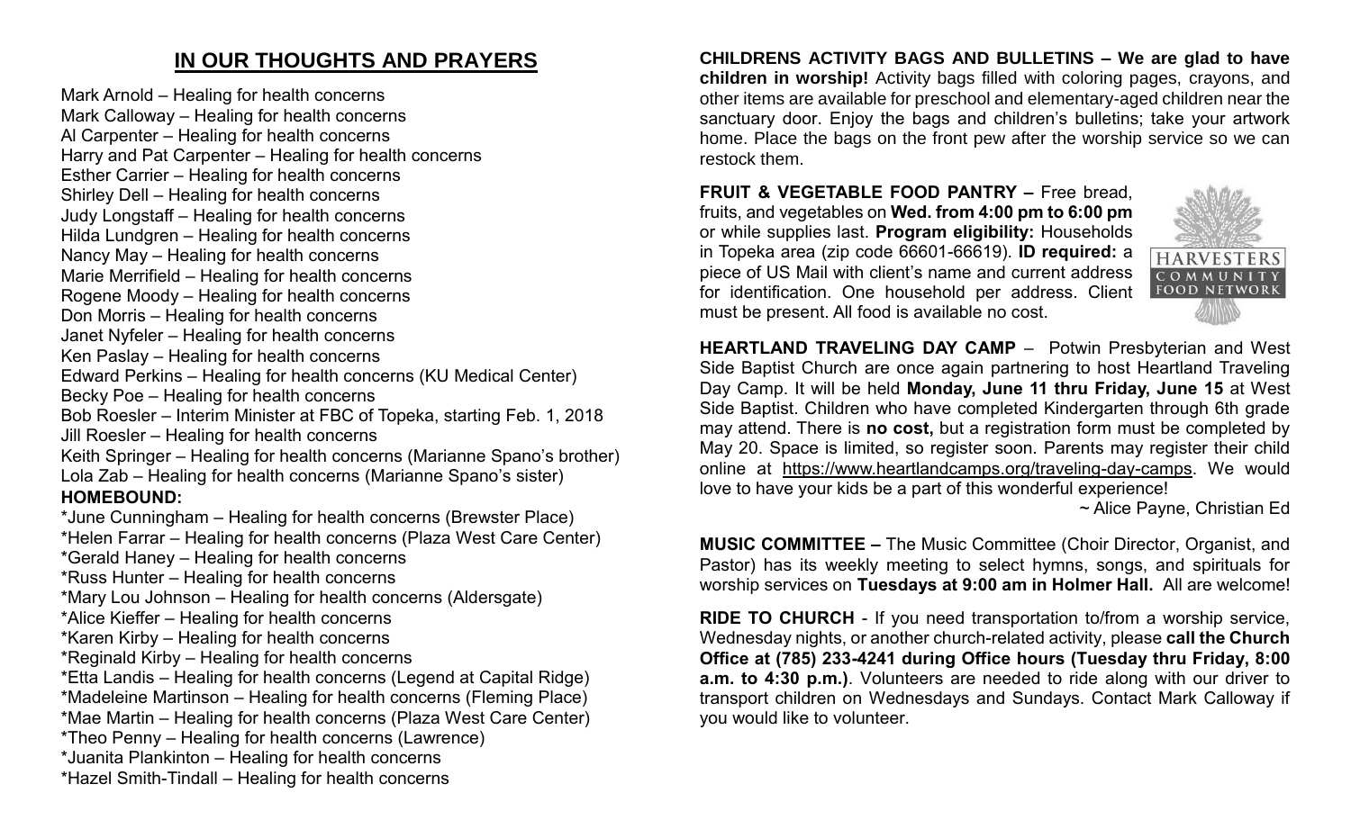# IN OUR THOUGHTS AND PRAYERS

Mark Arnold – Healing for health concerns
Mark Calloway – Healing for health concerns
Al Carpenter – Healing for health concerns
Harry and Pat Carpenter – Healing for health concerns
Esther Carrier – Healing for health concerns
Shirley Dell – Healing for health concerns
Judy Longstaff – Healing for health concerns
Hilda Lundgren – Healing for health concerns
Nancy May – Healing for health concerns
Marie Merrifield – Healing for health concerns
Rogene Moody – Healing for health concerns
Don Morris – Healing for health concerns
Janet Nyfeler – Healing for health concerns
Ken Paslay – Healing for health concerns
Edward Perkins – Healing for health concerns (KU Medical Center)
Becky Poe – Healing for health concerns
Bob Roesler – Interim Minister at FBC of Topeka, starting Feb. 1, 2018
Jill Roesler – Healing for health concerns
Keith Springer – Healing for health concerns (Marianne Spano's brother)
Lola Zab – Healing for health concerns (Marianne Spano's sister)

**HOMEBOUND:**

*June Cunningham – Healing for health concerns (Brewster Place)
*Helen Farrar – Healing for health concerns (Plaza West Care Center)
*Gerald Haney – Healing for health concerns
*Russ Hunter – Healing for health concerns
*Mary Lou Johnson – Healing for health concerns (Aldersgate)
*Alice Kieffer – Healing for health concerns
*Karen Kirby – Healing for health concerns
*Reginald Kirby – Healing for health concerns
*Etta Landis – Healing for health concerns (Legend at Capital Ridge)
*Madeleine Martinson – Healing for health concerns (Fleming Place)
*Mae Martin – Healing for health concerns (Plaza West Care Center)
*Theo Penny – Healing for health concerns (Lawrence)
*Juanita Plankinton – Healing for health concerns
*Hazel Smith-Tindall – Healing for health concerns

**CHILDRENS ACTIVITY BAGS AND BULLETINS – We are glad to have children in worship!** Activity bags filled with coloring pages, crayons, and other items are available for preschool and elementary-aged children near the sanctuary door. Enjoy the bags and children's bulletins; take your artwork home. Place the bags on the front pew after the worship service so we can restock them.

**FRUIT & VEGETABLE FOOD PANTRY –** Free bread, fruits, and vegetables on **Wed. from 4:00 pm to 6:00 pm** or while supplies last. **Program eligibility:** Households in Topeka area (zip code 66601-66619). **ID required:** a piece of US Mail with client's name and current address for identification. One household per address. Client must be present. All food is available no cost.

HARVESTERS COMMUNITY FOOD NETWORK

**HEARTLAND TRAVELING DAY CAMP** – Potwin Presbyterian and West Side Baptist Church are once again partnering to host Heartland Traveling Day Camp. It will be held **Monday, June 11 thru Friday, June 15** at West Side Baptist. Children who have completed Kindergarten through 6th grade may attend. There is **no cost,** but a registration form must be completed by May 20. Space is limited, so register soon. Parents may register their child online at https://www.heartlandcamps.org/traveling-day-camps. We would love to have your kids be a part of this wonderful experience!

~ Alice Payne, Christian Ed

**MUSIC COMMITTEE –** The Music Committee (Choir Director, Organist, and Pastor) has its weekly meeting to select hymns, songs, and spirituals for worship services on **Tuesdays at 9:00 am in Holmer Hall.** All are welcome!

**RIDE TO CHURCH** - If you need transportation to/from a worship service, Wednesday nights, or another church-related activity, please **call the Church Office at (785) 233-4241 during Office hours (Tuesday thru Friday, 8:00 a.m. to 4:30 p.m.)**. Volunteers are needed to ride along with our driver to transport children on Wednesdays and Sundays. Contact Mark Calloway if you would like to volunteer.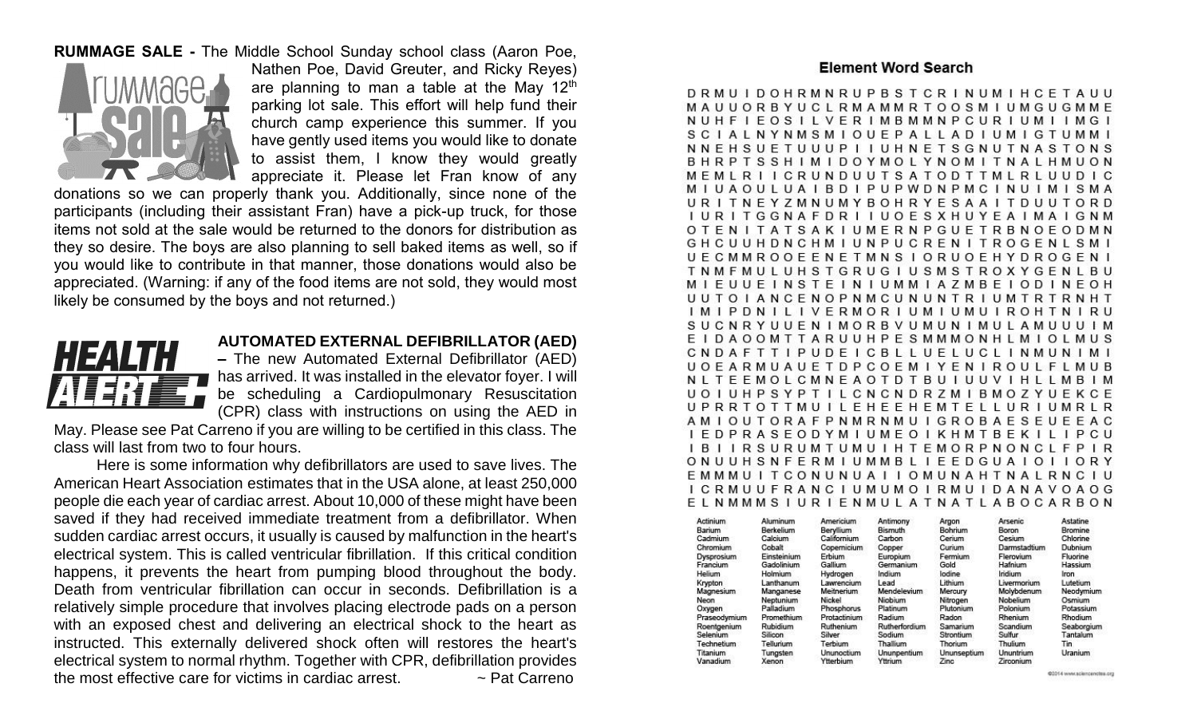**RUMMAGE SALE -** The Middle School Sunday school class (Aaron Poe, Nathen Poe, David Greuter, and Ricky Reyes) are planning to man a table at the May 12th parking lot sale. This effort will help fund their church camp experience this summer. If you have gently used items you would like to donate to assist them, I know they would greatly appreciate it. Please let Fran know of any donations so we can properly thank you. Additionally, since none of the participants (including their assistant Fran) have a pick-up truck, for those items not sold at the sale would be returned to the donors for distribution as they so desire. The boys are also planning to sell baked items as well, so if you would like to contribute in that manner, those donations would also be appreciated. (Warning: if any of the food items are not sold, they would most likely be consumed by the boys and not returned.)

**AUTOMATED EXTERNAL DEFIBRILLATOR (AED) –** The new Automated External Defibrillator (AED) has arrived. It was installed in the elevator foyer. I will be scheduling a Cardiopulmonary Resuscitation (CPR) class with instructions on using the AED in May. Please see Pat Carreno if you are willing to be certified in this class. The class will last from two to four hours.

Here is some information why defibrillators are used to save lives. The American Heart Association estimates that in the USA alone, at least 250,000 people die each year of cardiac arrest. About 10,000 of these might have been saved if they had received immediate treatment from a defibrillator. When sudden cardiac arrest occurs, it usually is caused by malfunction in the heart's electrical system. This is called ventricular fibrillation. If this critical condition happens, it prevents the heart from pumping blood throughout the body. Death from ventricular fibrillation can occur in seconds. Defibrillation is a relatively simple procedure that involves placing electrode pads on a person with an exposed chest and delivering an electrical shock to the heart as instructed. This externally delivered shock often will restores the heart's electrical system to normal rhythm. Together with CPR, defibrillation provides the most effective care for victims in cardiac arrest. ~ Pat Carreno

## Element Word Search

```
D R M U I D O H R M N R U P B S T C R I N U M I H C E T A U U
M A U U O R B Y U C L R M A M M R T O O S M I U M G U G M M E
N U H F I E O S I L V E R I M B M M N P C U R I U M I I M G I
S C I A L N Y N M S M I O U E P A L L A D I U M I G T U M M I
N N E H S U E T U U U P I I U H N E T S G N U T N A S T O N S
B H R P T S S H I M I D O Y M O L Y N O M I T N A L H M U O N
M E M L R I I C R U N D U U T S A T O D T T M L R L U U D I C
M I U A O U L U A I B D I P U P W D N P M C I N U I M I S M A
U R I T N E Y Z M N U M Y B O H R Y E S A A I T D U U T O R D
I U R I T G G N A F D R I I U O E S X H U Y E A I M A I G N M
O T E N I T A T S A K I U M E R N P G U E T R B N O E O D M N
G H C U U H D N C H M I U N P U C R E N I T R O G E N L S M I
U E C M M R O O E E N E T M N S I O R U O E H Y D R O G E N I
T N M F M U L U H S T G R U G I U S M S T R O X Y G E N L B U
M I E U U E I N S T E I N I U M M I A Z M B E I O D I N E O H
U U T O I A N C E N O P N M C U N U N T R I U M T R T R N H T
I M I P D N I L I V E R M O R I U M I U M U I R O H T N I R U
S U C N R Y U U E N I M O R B V U M U N I M U L A M U U U I M
E I D A O O M T T A R U U H P E S M M M O N H L M I O L M U S
C N D A F T T I P U D E I C B L L U E L U C L I N M U N I M I
U O E A R M U A U E T D P C O E M I Y E N I R O U L F L M U B
N L T E E M O L C M N E A O T D T B U I U U V I H L L M B I M
U O I U H P S Y P T I L C N C N D R Z M I B M O Z Y U E K C E
U P R R T O T T M U I L E H E E H E M T E L L U R I U M R L R
A M I O U T O R A F P N M R N M U I G R O B A E S E U E E A C
I E D P R A S E O D Y M I U M E O I K H M T B E K I L I P C U
I B I I R S U R U M T U M U I H T E M O R P N O N C L F P I R
O N U U H S N F E R M I U M M B L I E E D G U A I O I I O R Y
E M M M U I T C O N U N U A I I O M U N A H T N A L R N C I U
I C R M U U F R A N C I U M U M O I R M U I D A N A V O A O G
E L N M M M S I U R I E N M U L A T N A T L A B O C A R B O N
```

| | | | | | | |
|---|---|---|---|---|---|---|
| Actinium | Aluminum | Americium | Antimony | Argon | Arsenic | Astatine |
| Barium | Berkelium | Beryllium | Bismuth | Bohrium | Boron | Bromine |
| Cadmium | Calcium | Californium | Carbon | Cerium | Cesium | Chlorine |
| Chromium | Cobalt | Copernicium | Copper | Curium | Darmstadtium | Dubnium |
| Dysprosium | Einsteinium | Erbium | Europium | Fermium | Flerovium | Fluorine |
| Francium | Gadolinium | Gallium | Germanium | Gold | Hafnium | Hassium |
| Helium | Holmium | Hydrogen | Indium | Iodine | Iridium | Iron |
| Krypton | Lanthanum | Lawrencium | Lead | Lithium | Livermorium | Lutetium |
| Magnesium | Manganese | Meitnerium | Mendelevium | Mercury | Molybdenum | Neodymium |
| Neon | Neptunium | Nickel | Niobium | Nitrogen | Nobelium | Osmium |
| Oxygen | Palladium | Phosphorus | Platinum | Plutonium | Polonium | Potassium |
| Praseodymium | Promethium | Protactinium | Radium | Radon | Rhenium | Rhodium |
| Roentgenium | Rubidium | Ruthenium | Rutherfordium | Samarium | Scandium | Seaborgium |
| Selenium | Silicon | Silver | Sodium | Strontium | Sulfur | Tantalum |
| Technetium | Tellurium | Terbium | Thallium | Thorium | Thulium | Tin |
| Titanium | Tungsten | Ununoctium | Ununpentium | Ununseptium | Ununtrium | Uranium |
| Vanadium | Xenon | Ytterbium | Yttrium | Zinc | Zirconium | |

©2014 www.sciencenotes.org